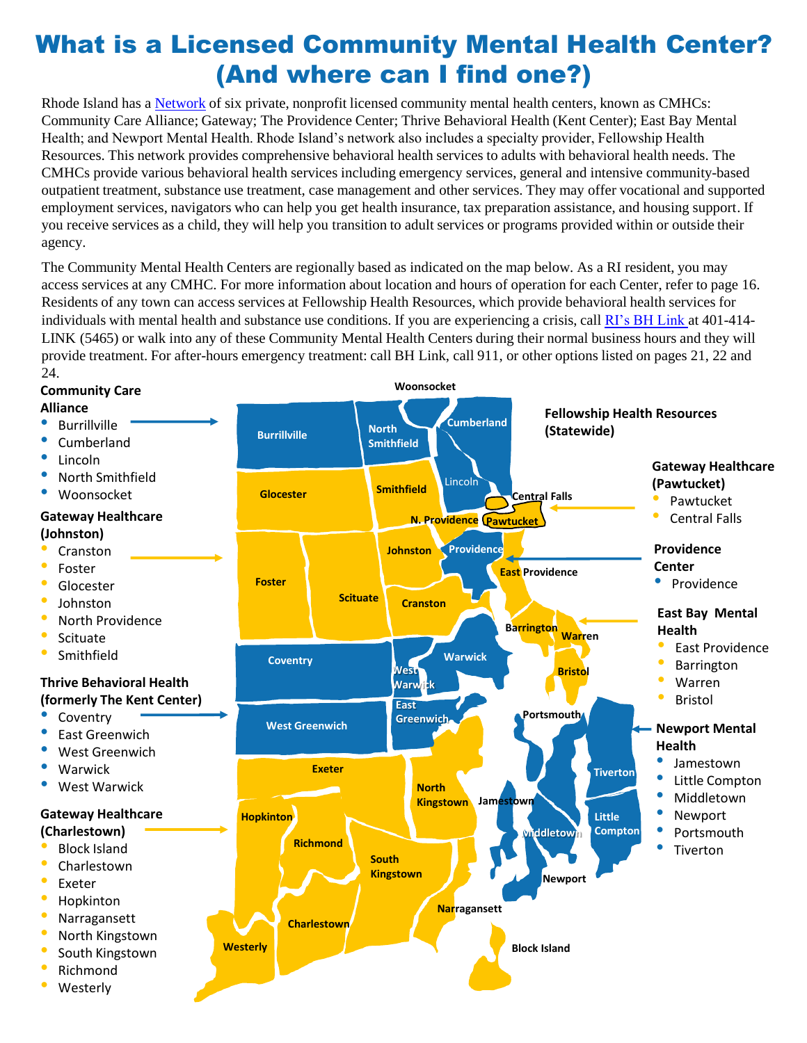# What is a Licensed Community Mental Health Center? (And where can I find one?)

Rhode Island has a [Network](#) of six private, nonprofit licensed community mental health centers, known as CMHCs: Community Care Alliance; Gateway; The Providence Center; Thrive Behavioral Health (Kent Center); East Bay Mental Health; and Newport Mental Health. Rhode Island's network also includes a specialty provider, Fellowship Health Resources. This network provides comprehensive behavioral health services to adults with behavioral health needs. The CMHCs provide various behavioral health services including emergency services, general and intensive community-based outpatient treatment, substance use treatment, case management and other services. They may offer vocational and supported employment services, navigators who can help you get health insurance, tax preparation assistance, and housing support. If you receive services as a child, they will help you transition to adult services or programs provided within or outside their agency.

The Community Mental Health Centers are regionally based as indicated on the map below. As a RI resident, you may access services at any CMHC. For more information about location and hours of operation for each Center, refer to page 16. Residents of any town can access services at Fellowship Health Resources, which provide behavioral health services for individuals with mental health and substance use conditions. If you are experiencing a crisis, call [RI's BH Link](#) at 401-414-LINK (5465) or walk into any of these Community Mental Health Centers during their normal business hours and they will provide treatment. For after-hours emergency treatment: call BH Link, call 911, or other options listed on pages 21, 22 and 24.

**Community Care Alliance**
- Burrillville
- Cumberland
- Lincoln
- North Smithfield
- Woonsocket

**Gateway Healthcare (Johnston)**
- Cranston
- Foster
- Glocester
- Johnston
- North Providence
- Scituate
- Smithfield

**Thrive Behavioral Health (formerly The Kent Center)**
- Coventry
- East Greenwich
- West Greenwich
- Warwick
- West Warwick

**Gateway Healthcare (Charlestown)**
- Block Island
- Charlestown
- Exeter
- Hopkinton
- Narragansett
- North Kingstown
- South Kingstown
- Richmond
- Westerly

**Fellowship Health Resources (Statewide)**

**Gateway Healthcare (Pawtucket)**
- Pawtucket
- Central Falls

**Providence Center**
- Providence

**East Bay Mental Health**
- East Providence
- Barrington
- Warren
- Bristol

**Newport Mental Health**
- Jamestown
- Little Compton
- Middletown
- Newport
- Portsmouth
- Tiverton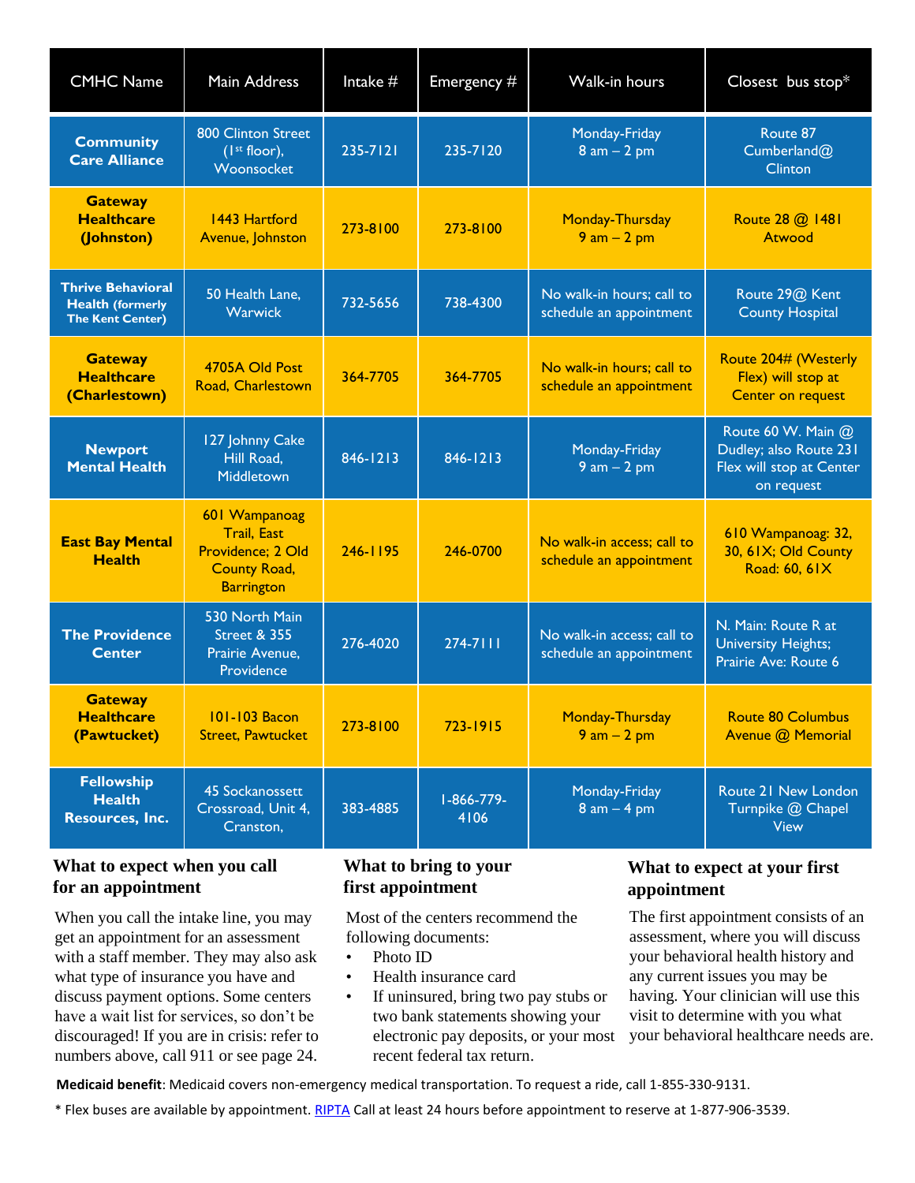| CMHC Name | Main Address | Intake # | Emergency # | Walk-in hours | Closest bus stop* |
|---|---|---|---|---|---|
| **Community Care Alliance** | 800 Clinton Street (1st floor), Woonsocket | 235-7121 | 235-7120 | Monday-Friday 8 am – 2 pm | Route 87 Cumberland@ Clinton |
| **Gateway Healthcare (Johnston)** | 1443 Hartford Avenue, Johnston | 273-8100 | 273-8100 | Monday-Thursday 9 am – 2 pm | Route 28 @ 1481 Atwood |
| **Thrive Behavioral Health (formerly The Kent Center)** | 50 Health Lane, Warwick | 732-5656 | 738-4300 | No walk-in hours; call to schedule an appointment | Route 29@ Kent County Hospital |
| **Gateway Healthcare (Charlestown)** | 4705A Old Post Road, Charlestown | 364-7705 | 364-7705 | No walk-in hours; call to schedule an appointment | Route 204# (Westerly Flex) will stop at Center on request |
| **Newport Mental Health** | 127 Johnny Cake Hill Road, Middletown | 846-1213 | 846-1213 | Monday-Friday 9 am – 2 pm | Route 60 W. Main @ Dudley; also Route 231 Flex will stop at Center on request |
| **East Bay Mental Health** | 601 Wampanoag Trail, East Providence; 2 Old County Road, Barrington | 246-1195 | 246-0700 | No walk-in access; call to schedule an appointment | 610 Wampanoag: 32, 30, 61X; Old County Road: 60, 61X |
| **The Providence Center** | 530 North Main Street & 355 Prairie Avenue, Providence | 276-4020 | 274-7111 | No walk-in access; call to schedule an appointment | N. Main: Route R at University Heights; Prairie Ave: Route 6 |
| **Gateway Healthcare (Pawtucket)** | 101-103 Bacon Street, Pawtucket | 273-8100 | 723-1915 | Monday-Thursday 9 am – 2 pm | Route 80 Columbus Avenue @ Memorial |
| **Fellowship Health Resources, Inc.** | 45 Sockanossett Crossroad, Unit 4, Cranston, | 383-4885 | 1-866-779-4106 | Monday-Friday 8 am – 4 pm | Route 21 New London Turnpike @ Chapel View |

### What to expect when you call for an appointment

When you call the intake line, you may get an appointment for an assessment with a staff member. They may also ask what type of insurance you have and discuss payment options. Some centers have a wait list for services, so don't be discouraged! If you are in crisis: refer to numbers above, call 911 or see page 24.

### What to bring to your first appointment

Most of the centers recommend the following documents:

- Photo ID
- Health insurance card
- If uninsured, bring two pay stubs or two bank statements showing your electronic pay deposits, or your most recent federal tax return.

### What to expect at your first appointment

The first appointment consists of an assessment, where you will discuss your behavioral health history and any current issues you may be having. Your clinician will use this visit to determine with you what your behavioral healthcare needs are.

**Medicaid benefit**: Medicaid covers non-emergency medical transportation. To request a ride, call 1-855-330-9131.

* Flex buses are available by appointment. RIPTA Call at least 24 hours before appointment to reserve at 1-877-906-3539.